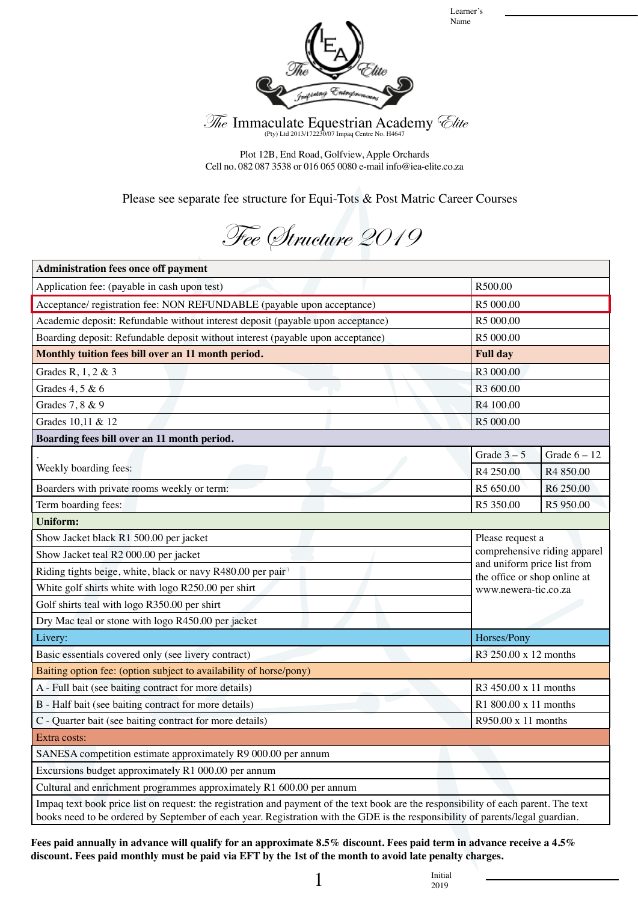Learner's Name ____________________

The Immaculate Equestrian Academy Elite

(Pty) Ltd 2013/172230/07 Impaq Centre No. H4647

Plot 12B, End Road, Golfview, Apple Orchards
Cell no. 082 087 3538 or 016 065 0080 e-mail info@iea-elite.co.za

Please see separate fee structure for Equi-Tots & Post Matric Career Courses

# Fee Structure 2019

| **Administration fees once off payment** | | |
|---|---|---|
| Application fee: (payable in cash upon test) | R500.00 | |
| Acceptance/ registration fee: NON REFUNDABLE (payable upon acceptance) | R5 000.00 | |
| Academic deposit: Refundable without interest deposit (payable upon acceptance) | R5 000.00 | |
| Boarding deposit: Refundable deposit without interest (payable upon acceptance) | R5 000.00 | |
| **Monthly tuition fees bill over an 11 month period.** | **Full day** | |
| Grades R, 1, 2 & 3 | R3 000.00 | |
| Grades 4, 5 & 6 | R3 600.00 | |
| Grades 7, 8 & 9 | R4 100.00 | |
| Grades 10,11 & 12 | R5 000.00 | |
| **Boarding fees bill over an 11 month period.** | | |
| . | Grade 3 – 5 | Grade 6 – 12 |
| Weekly boarding fees: | R4 250.00 | R4 850.00 |
| Boarders with private rooms weekly or term: | R5 650.00 | R6 250.00 |
| Term boarding fees: | R5 350.00 | R5 950.00 |
| **Uniform:** | | |
| Show Jacket black R1 500.00 per jacket | Please request a comprehensive riding apparel and uniform price list from the office or shop online at www.newera-tic.co.za | |
| Show Jacket teal R2 000.00 per jacket | | |
| Riding tights beige, white, black or navy R480.00 per pair | | |
| White golf shirts white with logo R250.00 per shirt | | |
| Golf shirts teal with logo R350.00 per shirt | | |
| Dry Mac teal or stone with logo R450.00 per jacket | | |
| Livery: | Horses/Pony | |
| Basic essentials covered only (see livery contract) | R3 250.00 x 12 months | |
| Baiting option fee: (option subject to availability of horse/pony) | | |
| A - Full bait (see baiting contract for more details) | R3 450.00 x 11 months | |
| B - Half bait (see baiting contract for more details) | R1 800.00 x 11 months | |
| C - Quarter bait (see baiting contract for more details) | R950.00 x 11 months | |
| Extra costs: | | |
| SANESA competition estimate approximately R9 000.00 per annum | | |
| Excursions budget approximately R1 000.00 per annum | | |
| Cultural and enrichment programmes approximately R1 600.00 per annum | | |
| Impaq text book price list on request: the registration and payment of the text book are the responsibility of each parent. The text books need to be ordered by September of each year. Registration with the GDE is the responsibility of parents/legal guardian. | | |

**Fees paid annually in advance will qualify for an approximate 8.5% discount. Fees paid term in advance receive a 4.5% discount. Fees paid monthly must be paid via EFT by the 1st of the month to avoid late penalty charges.**

Initial 2019 ____________________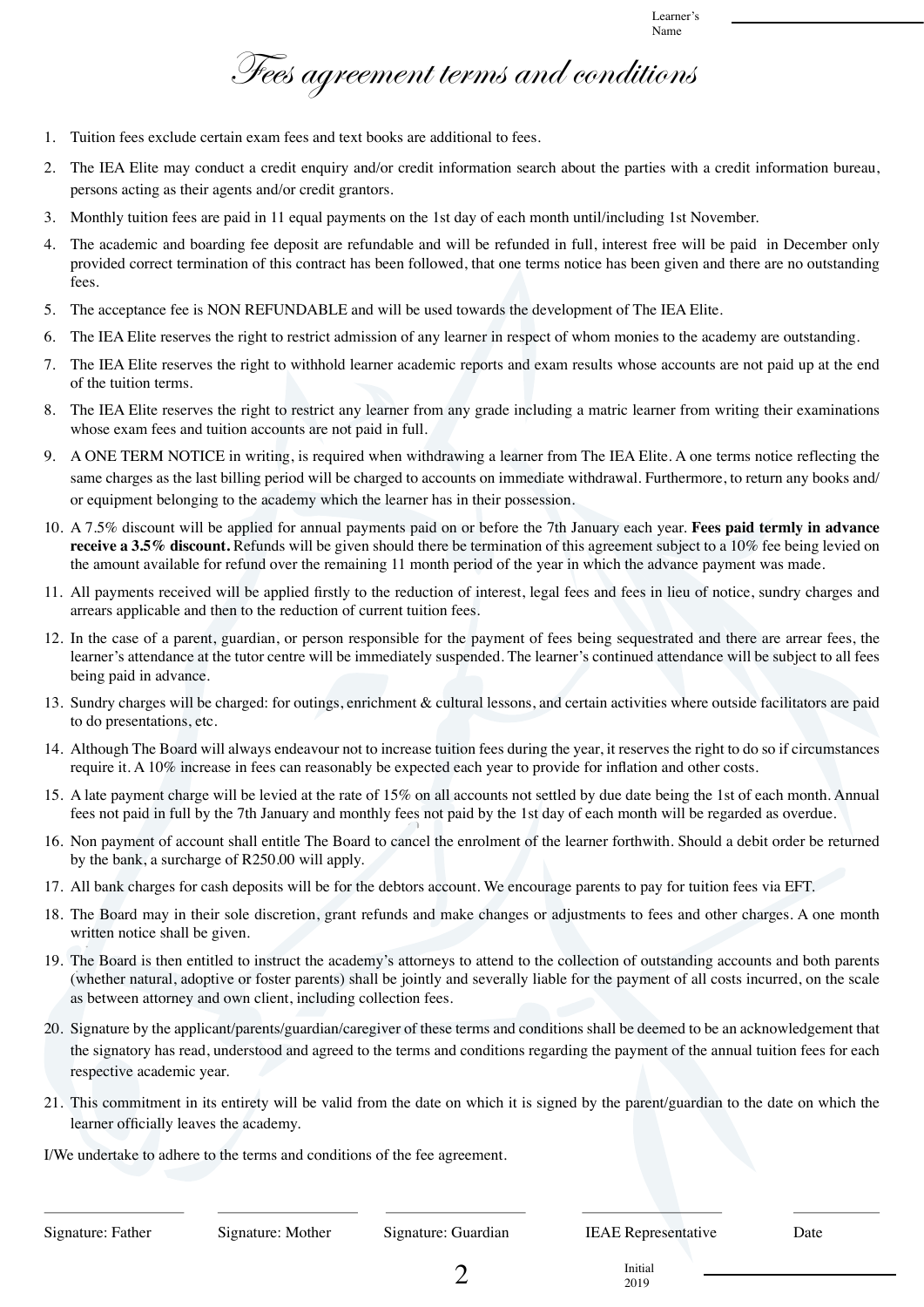Learner's Name ____________________

# *Fees agreement terms and conditions*

1. Tuition fees exclude certain exam fees and text books are additional to fees.
2. The IEA Elite may conduct a credit enquiry and/or credit information search about the parties with a credit information bureau, persons acting as their agents and/or credit grantors.
3. Monthly tuition fees are paid in 11 equal payments on the 1st day of each month until/including 1st November.
4. The academic and boarding fee deposit are refundable and will be refunded in full, interest free will be paid in December only provided correct termination of this contract has been followed, that one terms notice has been given and there are no outstanding fees.
5. The acceptance fee is NON REFUNDABLE and will be used towards the development of The IEA Elite.
6. The IEA Elite reserves the right to restrict admission of any learner in respect of whom monies to the academy are outstanding.
7. The IEA Elite reserves the right to withhold learner academic reports and exam results whose accounts are not paid up at the end of the tuition terms.
8. The IEA Elite reserves the right to restrict any learner from any grade including a matric learner from writing their examinations whose exam fees and tuition accounts are not paid in full.
9. A ONE TERM NOTICE in writing, is required when withdrawing a learner from The IEA Elite. A one terms notice reflecting the same charges as the last billing period will be charged to accounts on immediate withdrawal. Furthermore, to return any books and/or equipment belonging to the academy which the learner has in their possession.
10. A 7.5% discount will be applied for annual payments paid on or before the 7th January each year. **Fees paid termly in advance receive a 3.5% discount.** Refunds will be given should there be termination of this agreement subject to a 10% fee being levied on the amount available for refund over the remaining 11 month period of the year in which the advance payment was made.
11. All payments received will be applied firstly to the reduction of interest, legal fees and fees in lieu of notice, sundry charges and arrears applicable and then to the reduction of current tuition fees.
12. In the case of a parent, guardian, or person responsible for the payment of fees being sequestrated and there are arrear fees, the learner's attendance at the tutor centre will be immediately suspended. The learner's continued attendance will be subject to all fees being paid in advance.
13. Sundry charges will be charged: for outings, enrichment & cultural lessons, and certain activities where outside facilitators are paid to do presentations, etc.
14. Although The Board will always endeavour not to increase tuition fees during the year, it reserves the right to do so if circumstances require it. A 10% increase in fees can reasonably be expected each year to provide for inflation and other costs.
15. A late payment charge will be levied at the rate of 15% on all accounts not settled by due date being the 1st of each month. Annual fees not paid in full by the 7th January and monthly fees not paid by the 1st day of each month will be regarded as overdue.
16. Non payment of account shall entitle The Board to cancel the enrolment of the learner forthwith. Should a debit order be returned by the bank, a surcharge of R250.00 will apply.
17. All bank charges for cash deposits will be for the debtors account. We encourage parents to pay for tuition fees via EFT.
18. The Board may in their sole discretion, grant refunds and make changes or adjustments to fees and other charges. A one month written notice shall be given.
19. The Board is then entitled to instruct the academy's attorneys to attend to the collection of outstanding accounts and both parents (whether natural, adoptive or foster parents) shall be jointly and severally liable for the payment of all costs incurred, on the scale as between attorney and own client, including collection fees.
20. Signature by the applicant/parents/guardian/caregiver of these terms and conditions shall be deemed to be an acknowledgement that the signatory has read, understood and agreed to the terms and conditions regarding the payment of the annual tuition fees for each respective academic year.
21. This commitment in its entirety will be valid from the date on which it is signed by the parent/guardian to the date on which the learner officially leaves the academy.

I/We undertake to adhere to the terms and conditions of the fee agreement.

| ____________ | ____________ | ____________ | ____________ | ____________ |
|---|---|---|---|---|
| Signature: Father | Signature: Mother | Signature: Guardian | IEAE Representative | Date |

Initial ____________

2019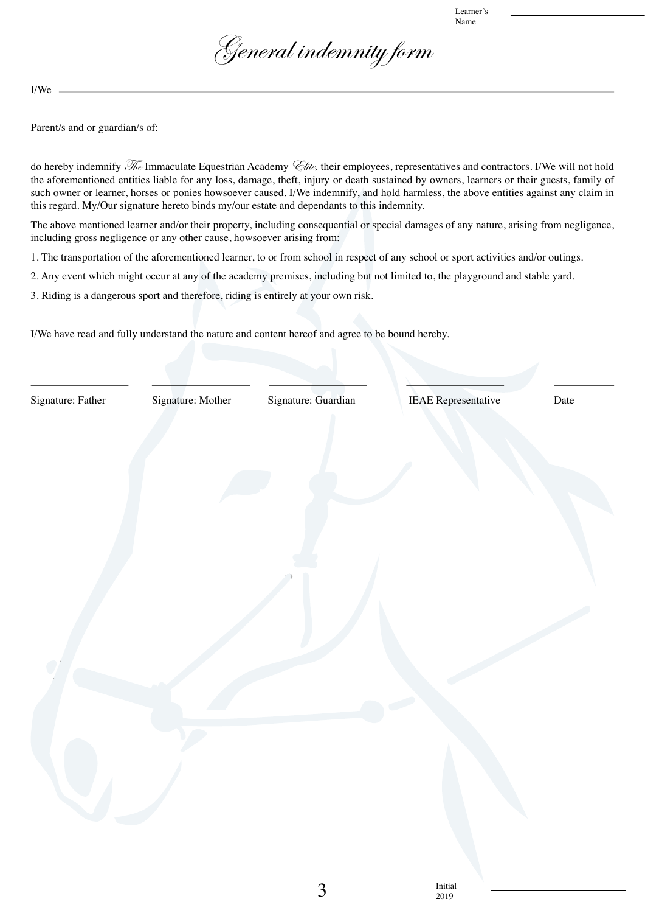Learner's Name ______________________

# *General indemnity form*

I/We ______________________________________________________________

Parent/s and or guardian/s of: ______________________________________________

do hereby indemnify *The* Immaculate Equestrian Academy *Elite.* their employees, representatives and contractors. I/We will not hold the aforementioned entities liable for any loss, damage, theft, injury or death sustained by owners, learners or their guests, family of such owner or learner, horses or ponies howsoever caused. I/We indemnify, and hold harmless, the above entities against any claim in this regard. My/Our signature hereto binds my/our estate and dependants to this indemnity.

The above mentioned learner and/or their property, including consequential or special damages of any nature, arising from negligence, including gross negligence or any other cause, howsoever arising from:

1. The transportation of the aforementioned learner, to or from school in respect of any school or sport activities and/or outings.
2. Any event which might occur at any of the academy premises, including but not limited to, the playground and stable yard.
3. Riding is a dangerous sport and therefore, riding is entirely at your own risk.

I/We have read and fully understand the nature and content hereof and agree to be bound hereby.

| ______________ | ______________ | ______________ | ______________ | ______________ |
|---|---|---|---|---|
| Signature: Father | Signature: Mother | Signature: Guardian | IEAE Representative | Date |

Initial 2019 ______________________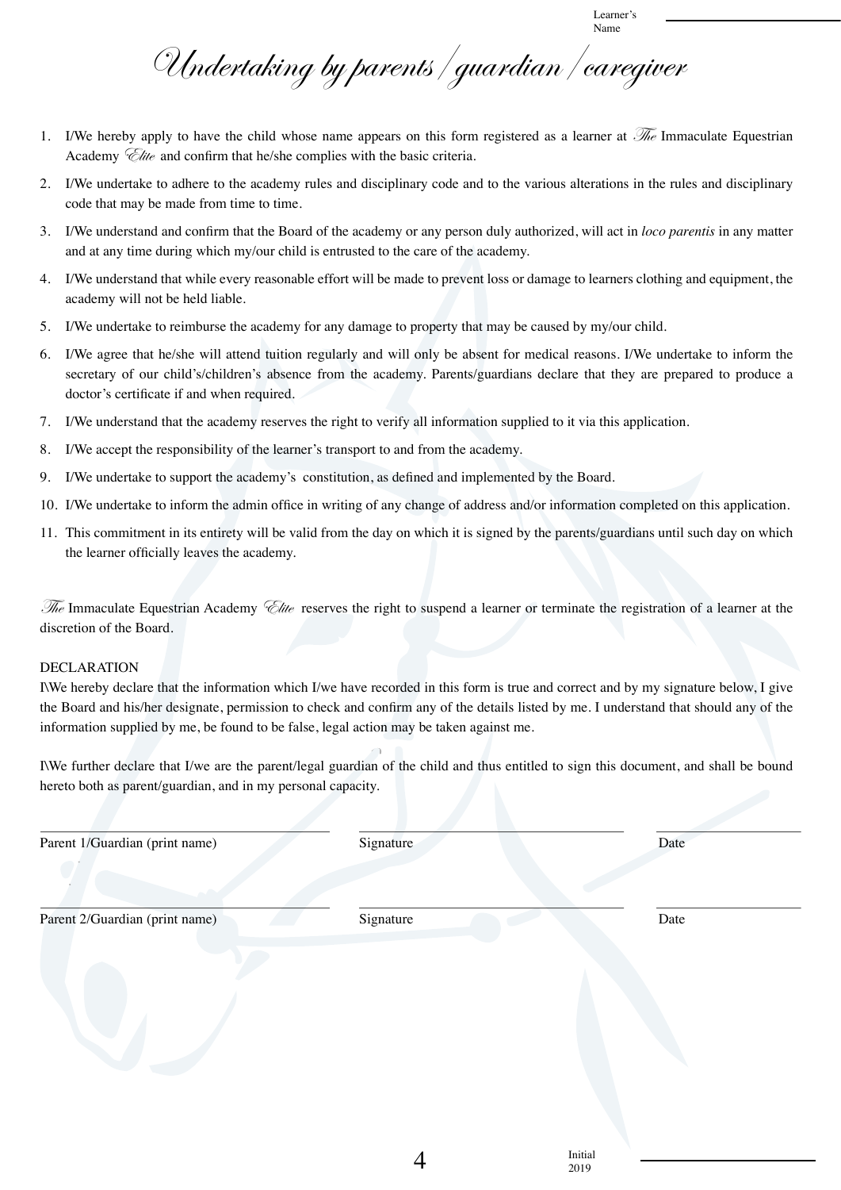Learner's Name ____________________

# Undertaking by parents/guardian/caregiver

1. I/We hereby apply to have the child whose name appears on this form registered as a learner at *The* Immaculate Equestrian Academy *Elite* and confirm that he/she complies with the basic criteria.
2. I/We undertake to adhere to the academy rules and disciplinary code and to the various alterations in the rules and disciplinary code that may be made from time to time.
3. I/We understand and confirm that the Board of the academy or any person duly authorized, will act in *loco parentis* in any matter and at any time during which my/our child is entrusted to the care of the academy.
4. I/We understand that while every reasonable effort will be made to prevent loss or damage to learners clothing and equipment, the academy will not be held liable.
5. I/We undertake to reimburse the academy for any damage to property that may be caused by my/our child.
6. I/We agree that he/she will attend tuition regularly and will only be absent for medical reasons. I/We undertake to inform the secretary of our child's/children's absence from the academy. Parents/guardians declare that they are prepared to produce a doctor's certificate if and when required.
7. I/We understand that the academy reserves the right to verify all information supplied to it via this application.
8. I/We accept the responsibility of the learner's transport to and from the academy.
9. I/We undertake to support the academy's constitution, as defined and implemented by the Board.
10. I/We undertake to inform the admin office in writing of any change of address and/or information completed on this application.
11. This commitment in its entirety will be valid from the day on which it is signed by the parents/guardians until such day on which the learner officially leaves the academy.

*The* Immaculate Equestrian Academy *Elite* reserves the right to suspend a learner or terminate the registration of a learner at the discretion of the Board.

DECLARATION
I\We hereby declare that the information which I/we have recorded in this form is true and correct and by my signature below, I give the Board and his/her designate, permission to check and confirm any of the details listed by me. I understand that should any of the information supplied by me, be found to be false, legal action may be taken against me.

I\We further declare that I/we are the parent/legal guardian of the child and thus entitled to sign this document, and shall be bound hereto both as parent/guardian, and in my personal capacity.

____________________ ____________________ ____________________
Parent 1/Guardian (print name) Signature Date

____________________ ____________________ ____________________
Parent 2/Guardian (print name) Signature Date

Initial 2019 ____________________